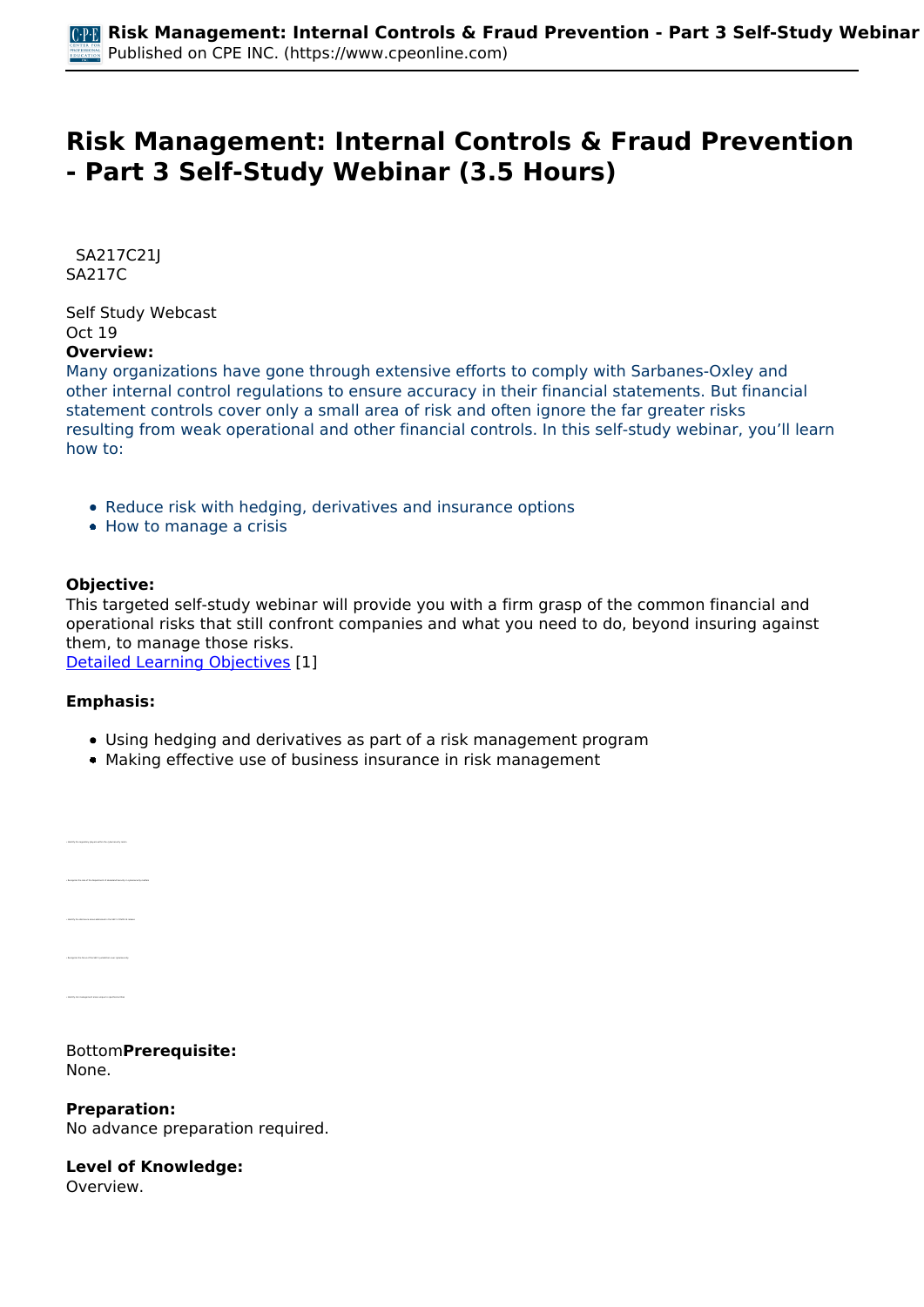# Risk Management: Internal Controls & Fraud Prevention - Part 3 Self-Study Webinar (3.5 Hours)

SA217C21J
SA217C

Self Study Webcast
Oct 19

**Overview:**
Many organizations have gone through extensive efforts to comply with Sarbanes-Oxley and other internal control regulations to ensure accuracy in their financial statements. But financial statement controls cover only a small area of risk and often ignore the far greater risks resulting from weak operational and other financial controls. In this self-study webinar, you'll learn how to:

- Reduce risk with hedging, derivatives and insurance options
- How to manage a crisis

**Objective:**
This targeted self-study webinar will provide you with a firm grasp of the common financial and operational risks that still confront companies and what you need to do, beyond insuring against them, to manage those risks.
Detailed Learning Objectives [1]

**Emphasis:**

- Using hedging and derivatives as part of a risk management program
- Making effective use of business insurance in risk management

Bottom**Prerequisite:**
None.

**Preparation:**
No advance preparation required.

**Level of Knowledge:**
Overview.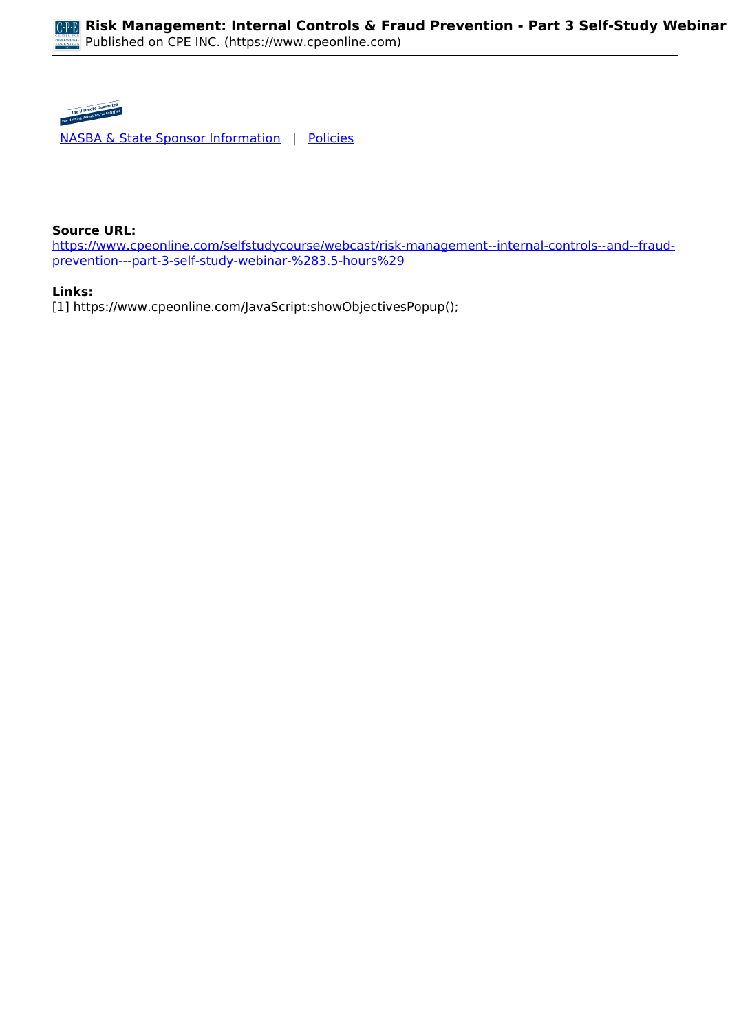NASBA & State Sponsor Information | Policies

**Source URL:**
https://www.cpeonline.com/selfstudycourse/webcast/risk-management--internal-controls--and--fraud-prevention---part-3-self-study-webinar-%283.5-hours%29

**Links:**
[1] https://www.cpeonline.com/JavaScript:showObjectivesPopup();